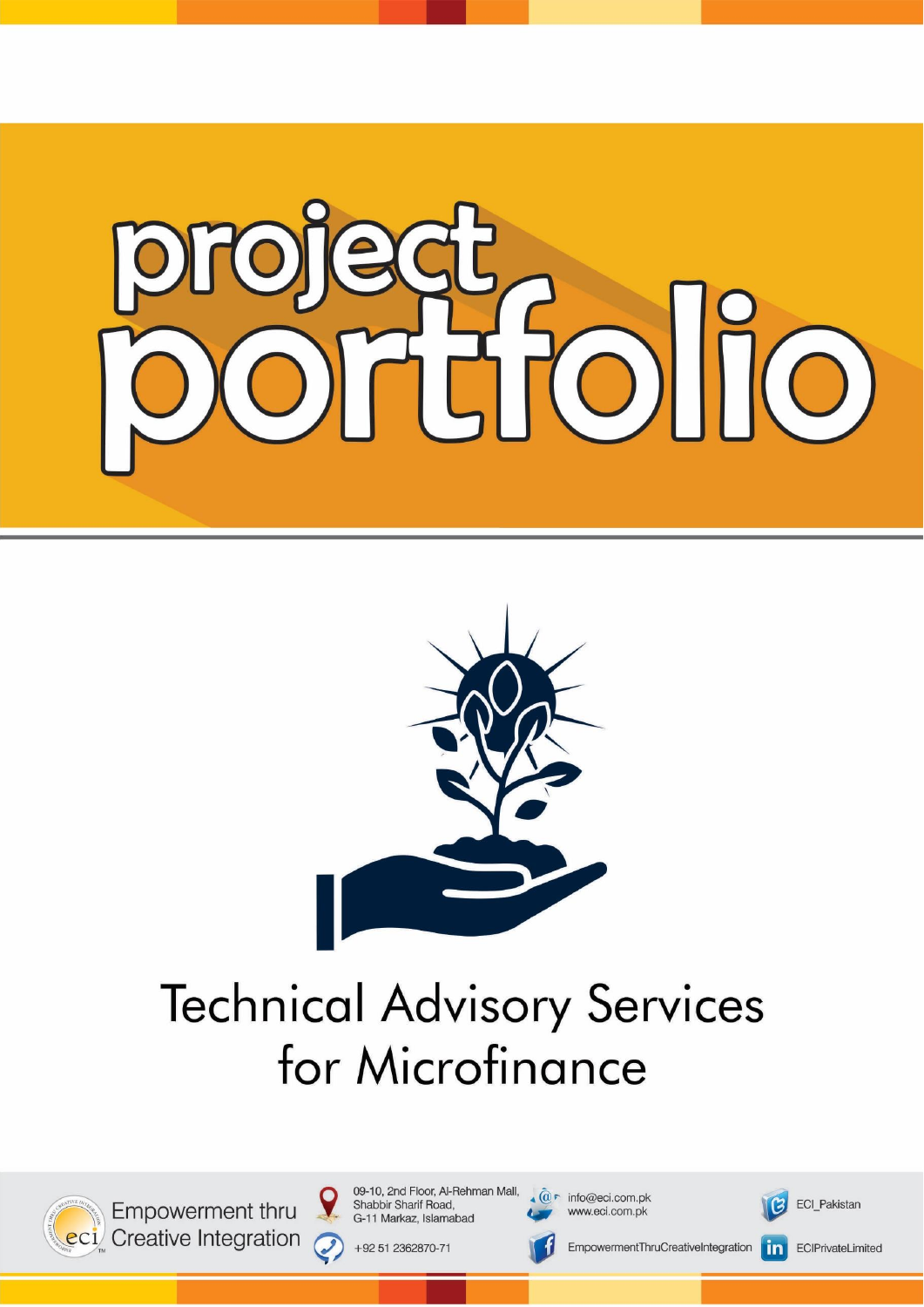# project portfolio

## Technical Advisory Services for Microfinance

Empowerment thru Creative Integration

09-10, 2nd Floor, Al-Rehman Mall, Shabbir Sharif Road, G-11 Markaz, Islamabad

+92 51 2362870-71

info@eci.com.pk
www.eci.com.pk

EmpowermentThruCreativeIntegration

ECI_Pakistan

ECIPrivateLimited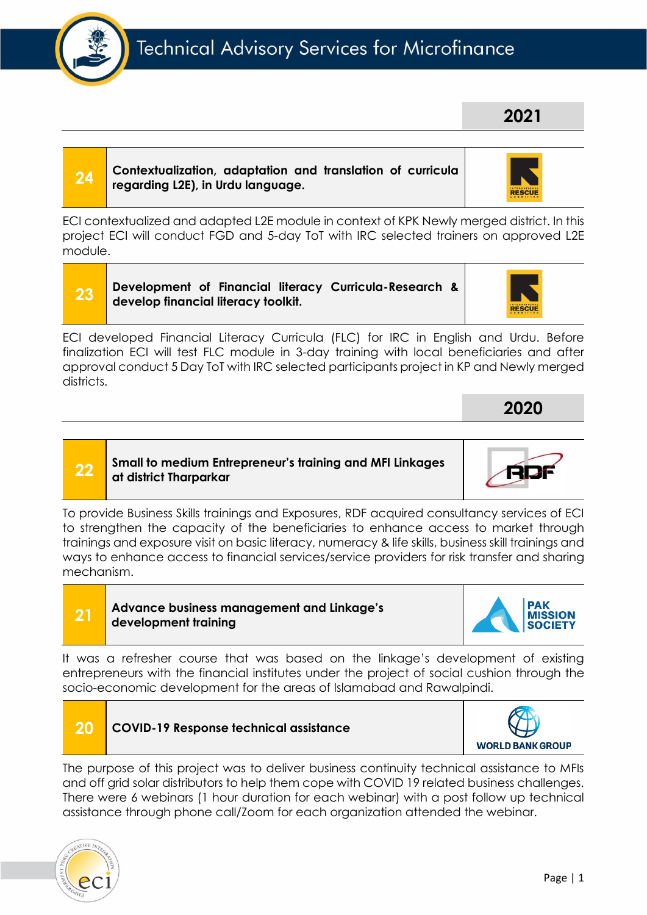## 2021

| 24 | Contextualization, adaptation and translation of curricula regarding L2E), in Urdu language. | INTERNATIONAL RESCUE COMMITTEE |
|---|---|---|

ECI contextualized and adapted L2E module in context of KPK Newly merged district. In this project ECI will conduct FGD and 5-day ToT with IRC selected trainers on approved L2E module.

| 23 | Development of Financial literacy Curricula-Research & develop financial literacy toolkit. | INTERNATIONAL RESCUE COMMITTEE |
|---|---|---|

ECI developed Financial Literacy Curricula (FLC) for IRC in English and Urdu. Before finalization ECI will test FLC module in 3-day training with local beneficiaries and after approval conduct 5 Day ToT with IRC selected participants project in KP and Newly merged districts.

## 2020

| 22 | Small to medium Entrepreneur's training and MFI Linkages at district Tharparkar | RDF |
|---|---|---|

To provide Business Skills trainings and Exposures, RDF acquired consultancy services of ECI to strengthen the capacity of the beneficiaries to enhance access to market through trainings and exposure visit on basic literacy, numeracy & life skills, business skill trainings and ways to enhance access to financial services/service providers for risk transfer and sharing mechanism.

| 21 | Advance business management and Linkage's development training | PAK MISSION SOCIETY |
|---|---|---|

It was a refresher course that was based on the linkage's development of existing entrepreneurs with the financial institutes under the project of social cushion through the socio-economic development for the areas of Islamabad and Rawalpindi.

| 20 | COVID-19 Response technical assistance | WORLD BANK GROUP |
|---|---|---|

The purpose of this project was to deliver business continuity technical assistance to MFIs and off grid solar distributors to help them cope with COVID 19 related business challenges. There were 6 webinars (1 hour duration for each webinar) with a post follow up technical assistance through phone call/Zoom for each organization attended the webinar.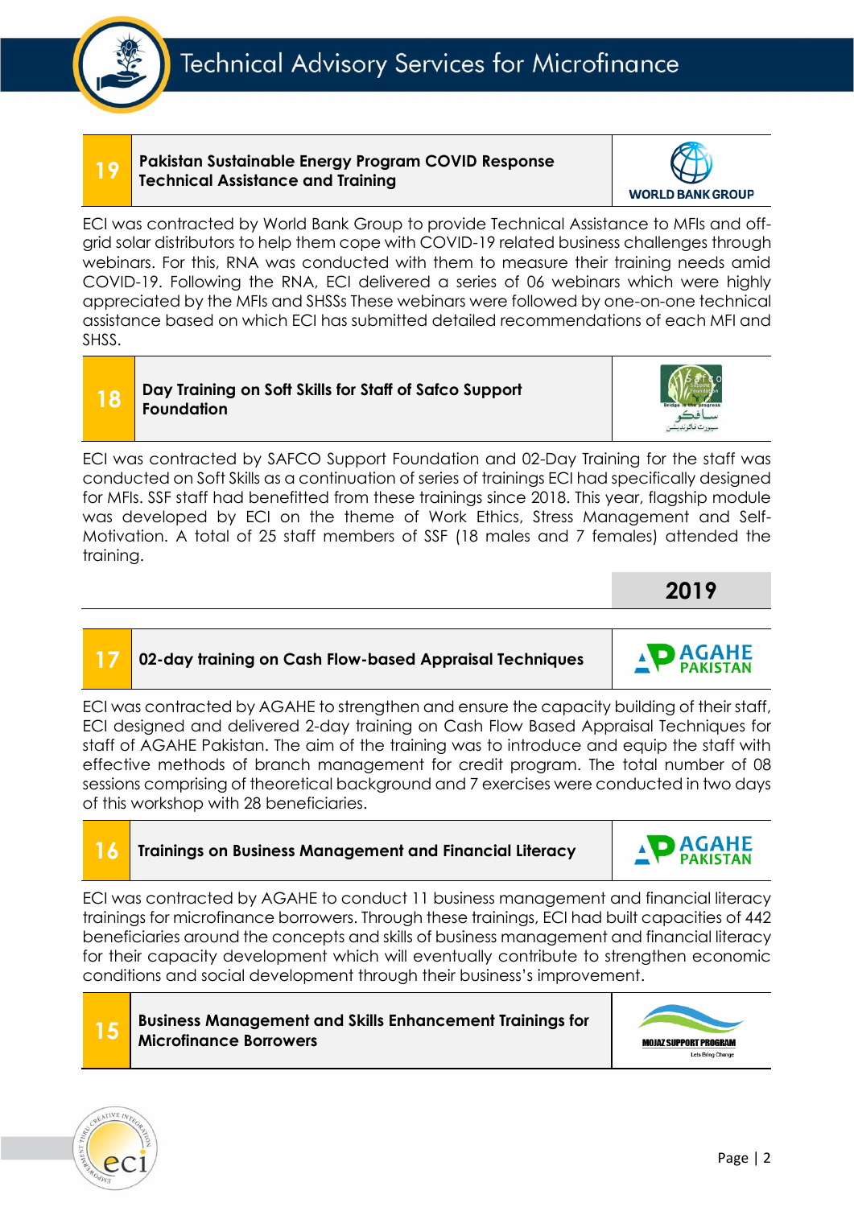### 19 Pakistan Sustainable Energy Program COVID Response Technical Assistance and Training

WORLD BANK GROUP

ECI was contracted by World Bank Group to provide Technical Assistance to MFIs and off-grid solar distributors to help them cope with COVID-19 related business challenges through webinars. For this, RNA was conducted with them to measure their training needs amid COVID-19. Following the RNA, ECI delivered a series of 06 webinars which were highly appreciated by the MFIs and SHSSs These webinars were followed by one-on-one technical assistance based on which ECI has submitted detailed recommendations of each MFI and SHSS.

### 18 Day Training on Soft Skills for Staff of Safco Support Foundation

ECI was contracted by SAFCO Support Foundation and 02-Day Training for the staff was conducted on Soft Skills as a continuation of series of trainings ECI had specifically designed for MFIs. SSF staff had benefitted from these trainings since 2018. This year, flagship module was developed by ECI on the theme of Work Ethics, Stress Management and Self-Motivation. A total of 25 staff members of SSF (18 males and 7 females) attended the training.

## 2019

### 17 02-day training on Cash Flow-based Appraisal Techniques

AGAHE PAKISTAN

ECI was contracted by AGAHE to strengthen and ensure the capacity building of their staff, ECI designed and delivered 2-day training on Cash Flow Based Appraisal Techniques for staff of AGAHE Pakistan. The aim of the training was to introduce and equip the staff with effective methods of branch management for credit program. The total number of 08 sessions comprising of theoretical background and 7 exercises were conducted in two days of this workshop with 28 beneficiaries.

### 16 Trainings on Business Management and Financial Literacy

AGAHE PAKISTAN

ECI was contracted by AGAHE to conduct 11 business management and financial literacy trainings for microfinance borrowers. Through these trainings, ECI had built capacities of 442 beneficiaries around the concepts and skills of business management and financial literacy for their capacity development which will eventually contribute to strengthen economic conditions and social development through their business's improvement.

### 15 Business Management and Skills Enhancement Trainings for Microfinance Borrowers

MOJAZ SUPPORT PROGRAM
Lets Bring Change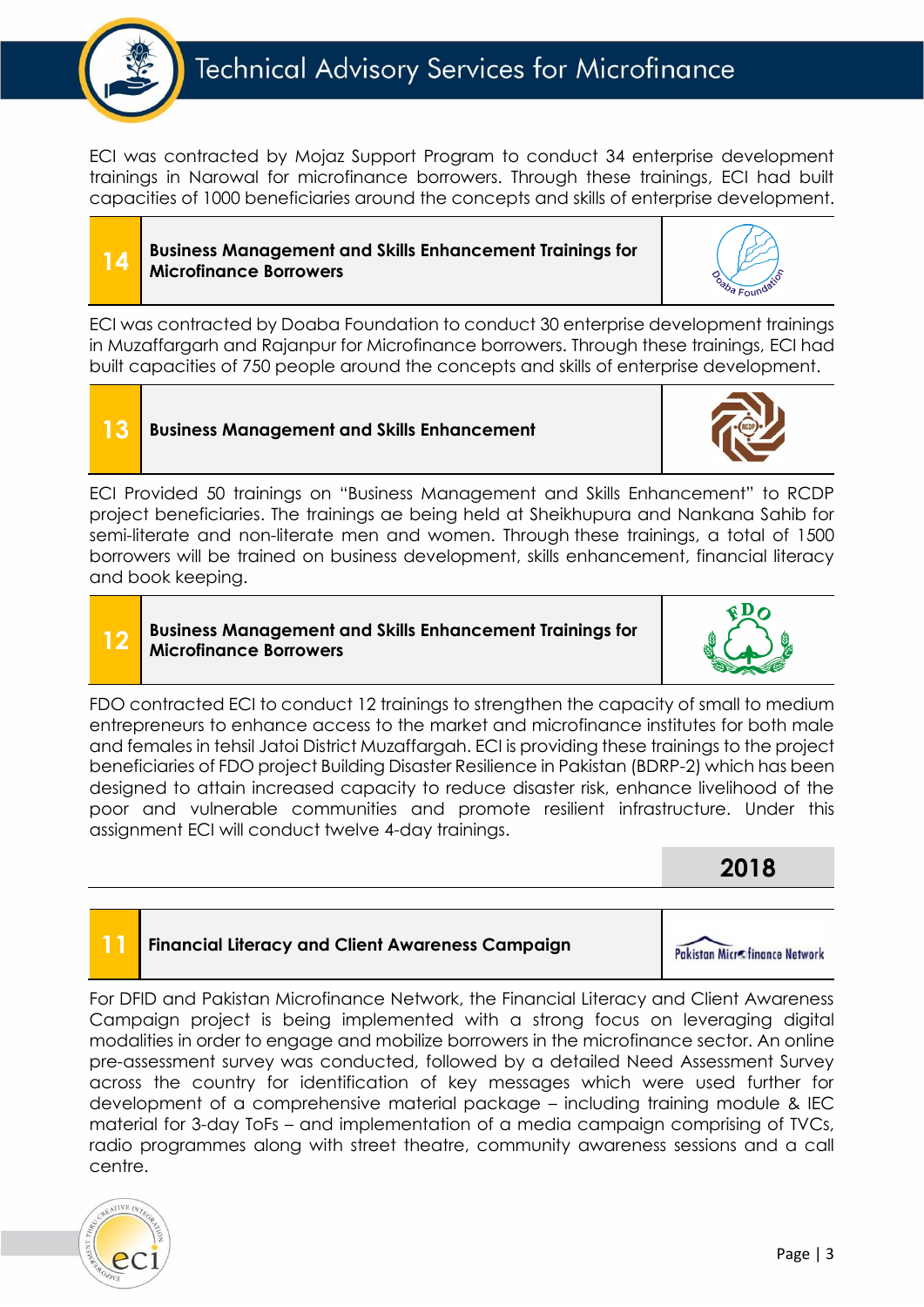ECI was contracted by Mojaz Support Program to conduct 34 enterprise development trainings in Narowal for microfinance borrowers. Through these trainings, ECI had built capacities of 1000 beneficiaries around the concepts and skills of enterprise development.

### 14 Business Management and Skills Enhancement Trainings for Microfinance Borrowers

ECI was contracted by Doaba Foundation to conduct 30 enterprise development trainings in Muzaffargarh and Rajanpur for Microfinance borrowers. Through these trainings, ECI had built capacities of 750 people around the concepts and skills of enterprise development.

### 13 Business Management and Skills Enhancement

ECI Provided 50 trainings on "Business Management and Skills Enhancement" to RCDP project beneficiaries. The trainings ae being held at Sheikhupura and Nankana Sahib for semi-literate and non-literate men and women. Through these trainings, a total of 1500 borrowers will be trained on business development, skills enhancement, financial literacy and book keeping.

### 12 Business Management and Skills Enhancement Trainings for Microfinance Borrowers

FDO contracted ECI to conduct 12 trainings to strengthen the capacity of small to medium entrepreneurs to enhance access to the market and microfinance institutes for both male and females in tehsil Jatoi District Muzaffargah. ECI is providing these trainings to the project beneficiaries of FDO project Building Disaster Resilience in Pakistan (BDRP-2) which has been designed to attain increased capacity to reduce disaster risk, enhance livelihood of the poor and vulnerable communities and promote resilient infrastructure. Under this assignment ECI will conduct twelve 4-day trainings.

## 2018

### 11 Financial Literacy and Client Awareness Campaign

For DFID and Pakistan Microfinance Network, the Financial Literacy and Client Awareness Campaign project is being implemented with a strong focus on leveraging digital modalities in order to engage and mobilize borrowers in the microfinance sector. An online pre-assessment survey was conducted, followed by a detailed Need Assessment Survey across the country for identification of key messages which were used further for development of a comprehensive material package – including training module & IEC material for 3-day ToFs – and implementation of a media campaign comprising of TVCs, radio programmes along with street theatre, community awareness sessions and a call centre.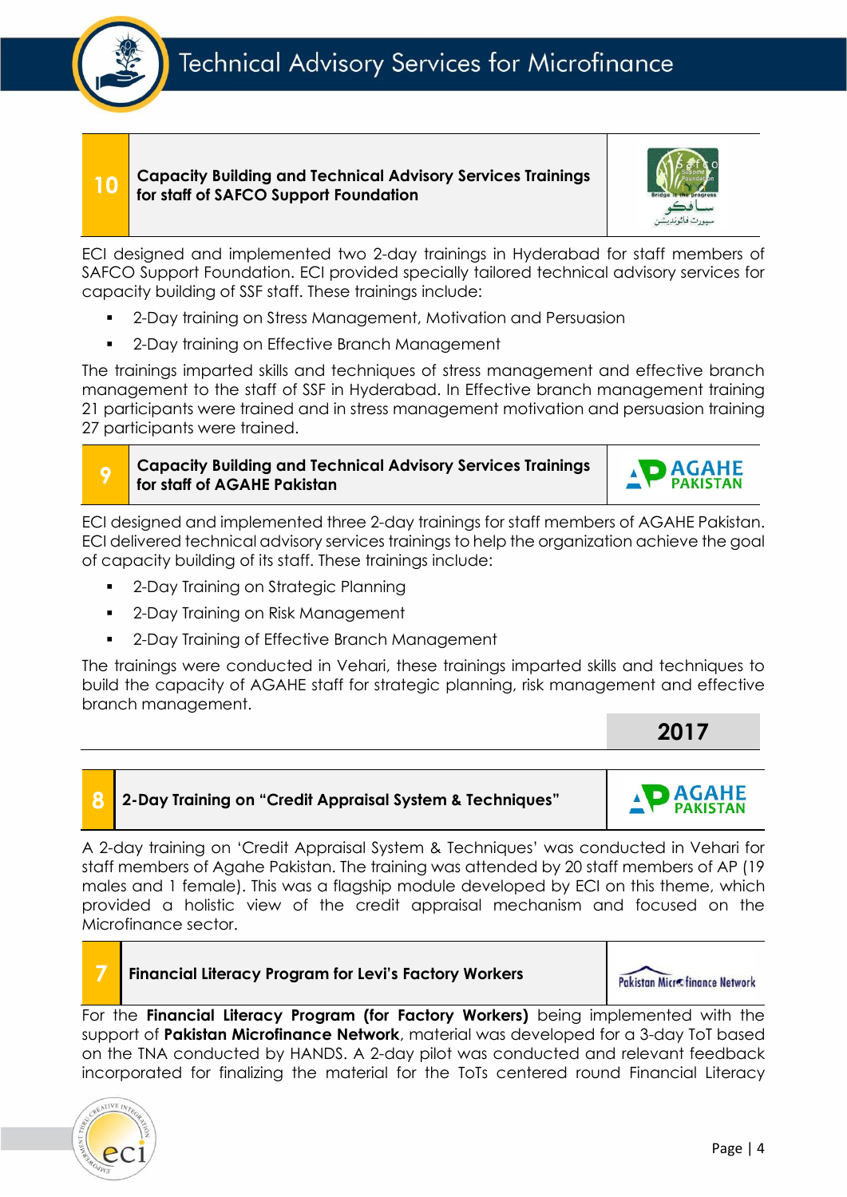## 10 Capacity Building and Technical Advisory Services Trainings for staff of SAFCO Support Foundation

ECI designed and implemented two 2-day trainings in Hyderabad for staff members of SAFCO Support Foundation. ECI provided specially tailored technical advisory services for capacity building of SSF staff. These trainings include:

- 2-Day training on Stress Management, Motivation and Persuasion
- 2-Day training on Effective Branch Management

The trainings imparted skills and techniques of stress management and effective branch management to the staff of SSF in Hyderabad. In Effective branch management training 21 participants were trained and in stress management motivation and persuasion training 27 participants were trained.

## 9 Capacity Building and Technical Advisory Services Trainings for staff of AGAHE Pakistan

ECI designed and implemented three 2-day trainings for staff members of AGAHE Pakistan. ECI delivered technical advisory services trainings to help the organization achieve the goal of capacity building of its staff. These trainings include:

- 2-Day Training on Strategic Planning
- 2-Day Training on Risk Management
- 2-Day Training of Effective Branch Management

The trainings were conducted in Vehari, these trainings imparted skills and techniques to build the capacity of AGAHE staff for strategic planning, risk management and effective branch management.

# 2017

## 8 2-Day Training on "Credit Appraisal System & Techniques"

A 2-day training on 'Credit Appraisal System & Techniques' was conducted in Vehari for staff members of Agahe Pakistan. The training was attended by 20 staff members of AP (19 males and 1 female). This was a flagship module developed by ECI on this theme, which provided a holistic view of the credit appraisal mechanism and focused on the Microfinance sector.

## 7 Financial Literacy Program for Levi's Factory Workers

For the **Financial Literacy Program (for Factory Workers)** being implemented with the support of **Pakistan Microfinance Network**, material was developed for a 3-day ToT based on the TNA conducted by HANDS. A 2-day pilot was conducted and relevant feedback incorporated for finalizing the material for the ToTs centered round Financial Literacy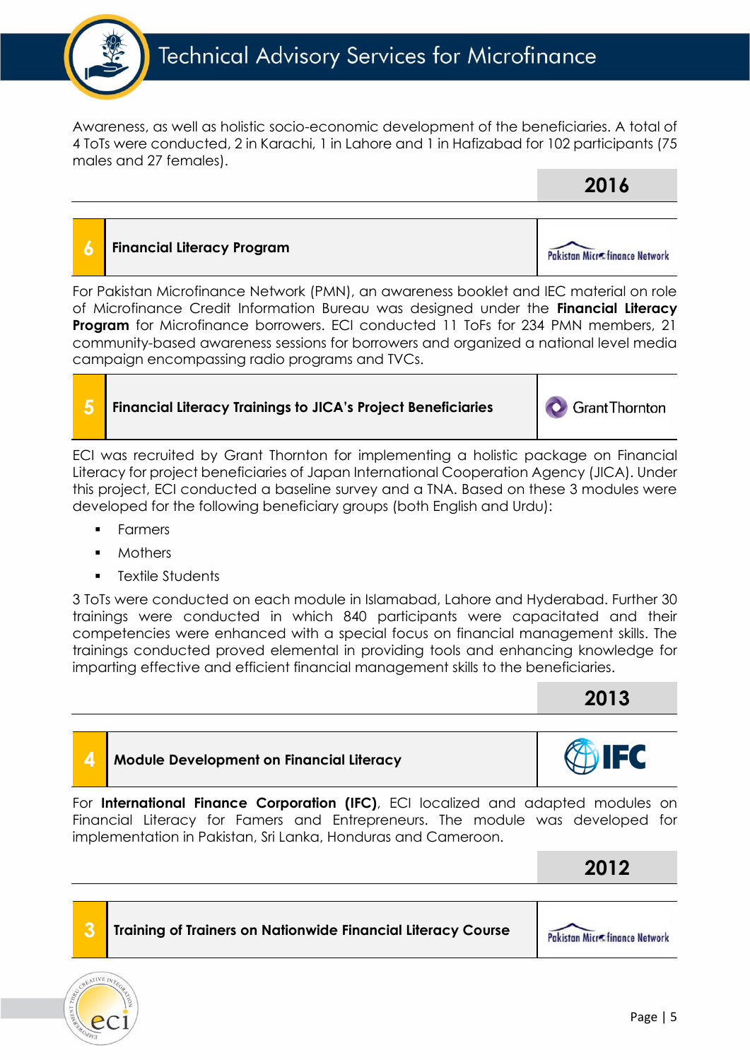Awareness, as well as holistic socio-economic development of the beneficiaries. A total of 4 ToTs were conducted, 2 in Karachi, 1 in Lahore and 1 in Hafizabad for 102 participants (75 males and 27 females).

## 2016

### 6 Financial Literacy Program

Pakistan Microfinance Network

For Pakistan Microfinance Network (PMN), an awareness booklet and IEC material on role of Microfinance Credit Information Bureau was designed under the **Financial Literacy Program** for Microfinance borrowers. ECI conducted 11 ToFs for 234 PMN members, 21 community-based awareness sessions for borrowers and organized a national level media campaign encompassing radio programs and TVCs.

### 5 Financial Literacy Trainings to JICA's Project Beneficiaries

Grant Thornton

ECI was recruited by Grant Thornton for implementing a holistic package on Financial Literacy for project beneficiaries of Japan International Cooperation Agency (JICA). Under this project, ECI conducted a baseline survey and a TNA. Based on these 3 modules were developed for the following beneficiary groups (both English and Urdu):

- Farmers
- Mothers
- Textile Students

3 ToTs were conducted on each module in Islamabad, Lahore and Hyderabad. Further 30 trainings were conducted in which 840 participants were capacitated and their competencies were enhanced with a special focus on financial management skills. The trainings conducted proved elemental in providing tools and enhancing knowledge for imparting effective and efficient financial management skills to the beneficiaries.

## 2013

### 4 Module Development on Financial Literacy

IFC

For **International Finance Corporation (IFC)**, ECI localized and adapted modules on Financial Literacy for Famers and Entrepreneurs. The module was developed for implementation in Pakistan, Sri Lanka, Honduras and Cameroon.

## 2012

### 3 Training of Trainers on Nationwide Financial Literacy Course

Pakistan Microfinance Network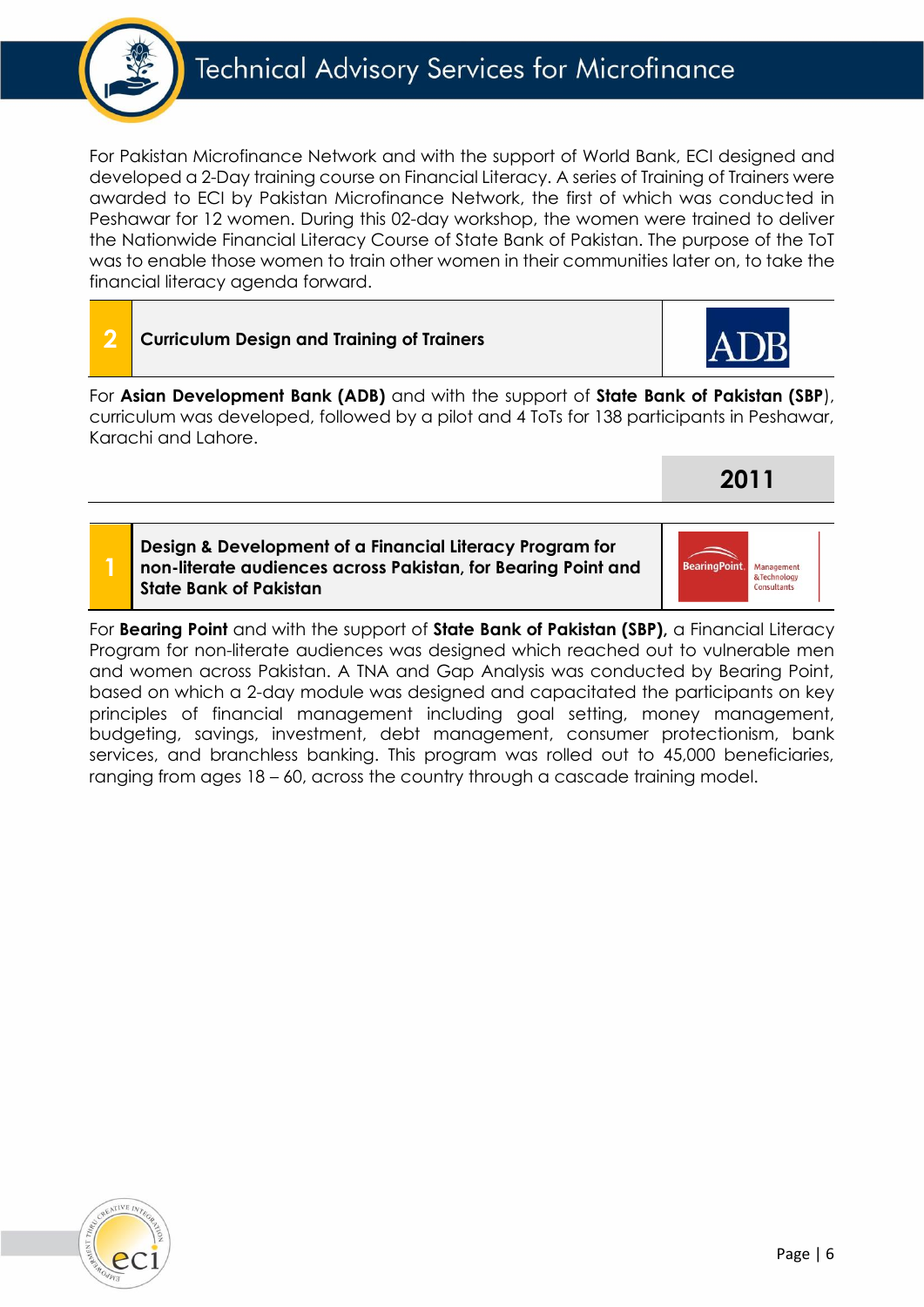For Pakistan Microfinance Network and with the support of World Bank, ECI designed and developed a 2-Day training course on Financial Literacy. A series of Training of Trainers were awarded to ECI by Pakistan Microfinance Network, the first of which was conducted in Peshawar for 12 women. During this 02-day workshop, the women were trained to deliver the Nationwide Financial Literacy Course of State Bank of Pakistan. The purpose of the ToT was to enable those women to train other women in their communities later on, to take the financial literacy agenda forward.

| | | |
|---|---|---|
| **2** | **Curriculum Design and Training of Trainers** | ADB |

For **Asian Development Bank (ADB)** and with the support of **State Bank of Pakistan (SBP)**, curriculum was developed, followed by a pilot and 4 ToTs for 138 participants in Peshawar, Karachi and Lahore.

## 2011

| | | |
|---|---|---|
| **1** | **Design & Development of a Financial Literacy Program for non-literate audiences across Pakistan, for Bearing Point and State Bank of Pakistan** | BearingPoint. Management & Technology Consultants |

For **Bearing Point** and with the support of **State Bank of Pakistan (SBP),** a Financial Literacy Program for non-literate audiences was designed which reached out to vulnerable men and women across Pakistan. A TNA and Gap Analysis was conducted by Bearing Point, based on which a 2-day module was designed and capacitated the participants on key principles of financial management including goal setting, money management, budgeting, savings, investment, debt management, consumer protectionism, bank services, and branchless banking. This program was rolled out to 45,000 beneficiaries, ranging from ages 18 – 60, across the country through a cascade training model.